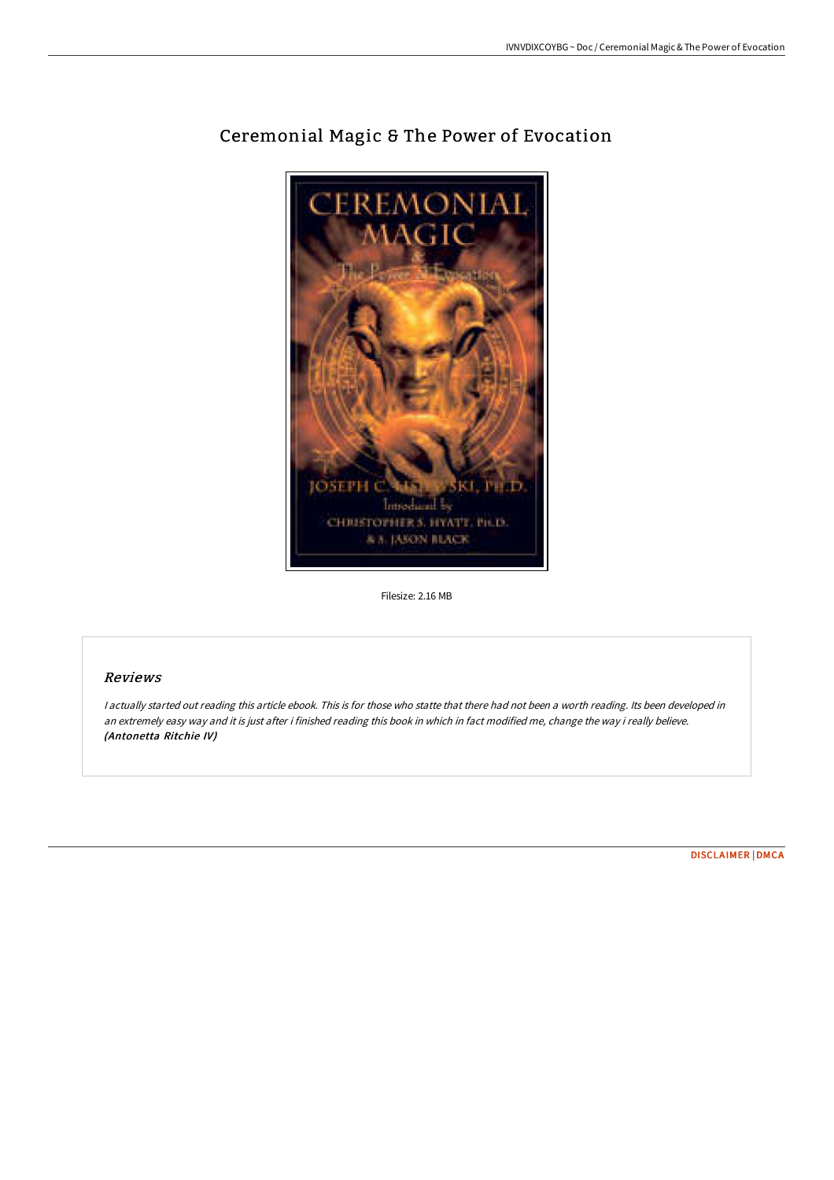# Ceremonial Magic & The Power of Evocation

Filesize: 2.16 MB

## Reviews

*I actually started out reading this article ebook. This is for those who statte that there had not been a worth reading. Its been developed in an extremely easy way and it is just after i finished reading this book in which in fact modified me, change the way i really believe.*
***(Antonetta Ritchie IV)***

DISCLAIMER | DMCA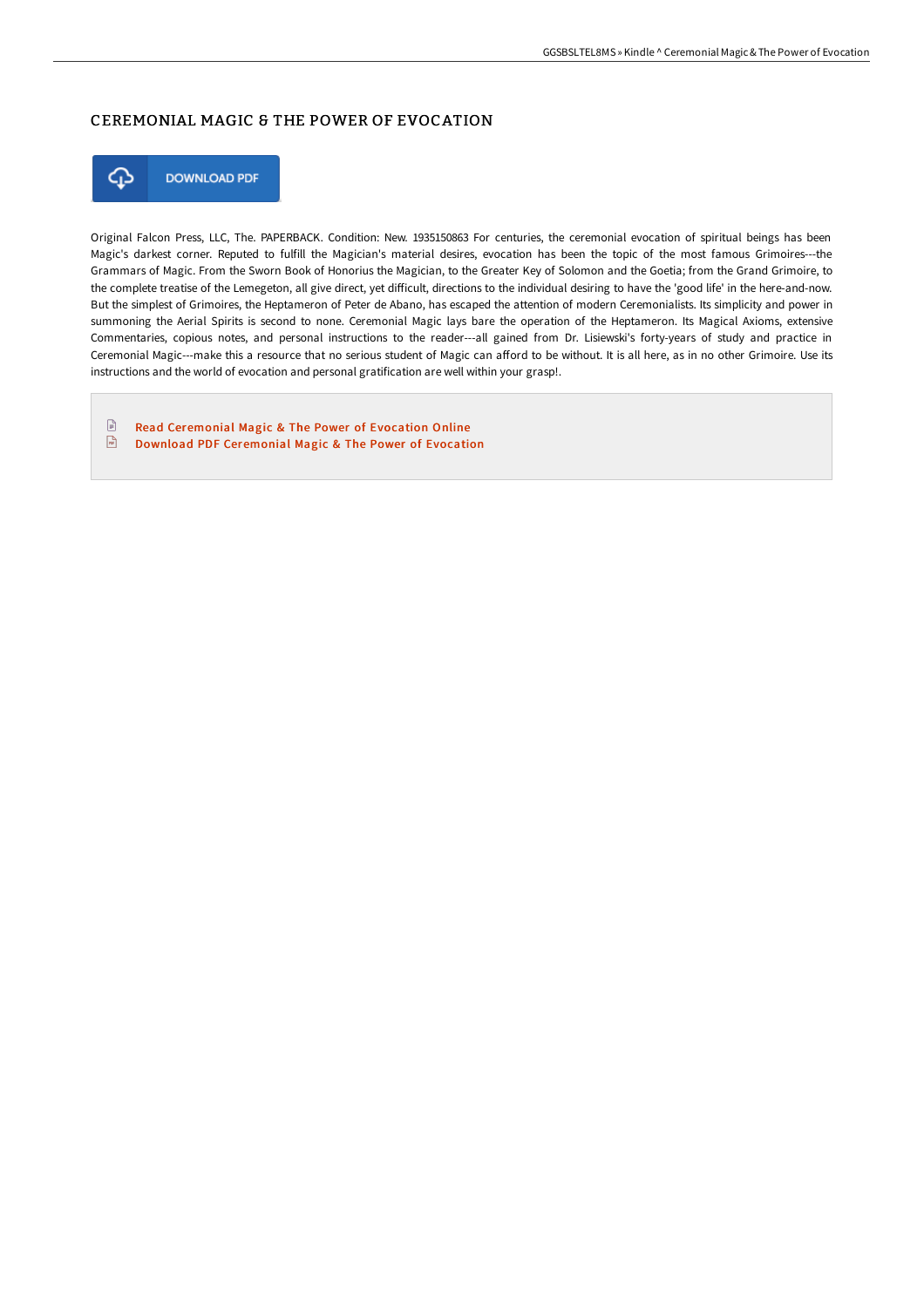# CEREMONIAL MAGIC & THE POWER OF EVOCATION

DOWNLOAD PDF

Original Falcon Press, LLC, The. PAPERBACK. Condition: New. 1935150863 For centuries, the ceremonial evocation of spiritual beings has been Magic's darkest corner. Reputed to fulfill the Magician's material desires, evocation has been the topic of the most famous Grimoires---the Grammars of Magic. From the Sworn Book of Honorius the Magician, to the Greater Key of Solomon and the Goetia; from the Grand Grimoire, to the complete treatise of the Lemegeton, all give direct, yet difficult, directions to the individual desiring to have the 'good life' in the here-and-now. But the simplest of Grimoires, the Heptameron of Peter de Abano, has escaped the attention of modern Ceremonialists. Its simplicity and power in summoning the Aerial Spirits is second to none. Ceremonial Magic lays bare the operation of the Heptameron. Its Magical Axioms, extensive Commentaries, copious notes, and personal instructions to the reader---all gained from Dr. Lisiewski's forty-years of study and practice in Ceremonial Magic---make this a resource that no serious student of Magic can afford to be without. It is all here, as in no other Grimoire. Use its instructions and the world of evocation and personal gratification are well within your grasp!.

- Read Ceremonial Magic & The Power of Evocation Online
- Download PDF Ceremonial Magic & The Power of Evocation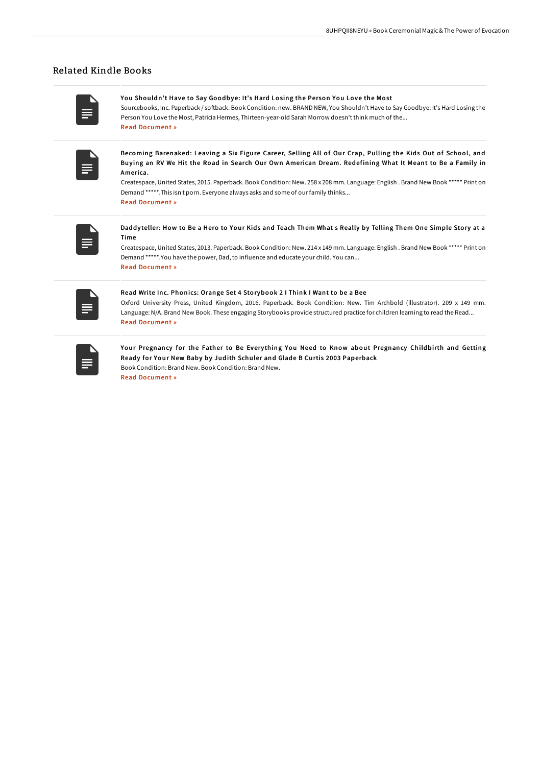## Related Kindle Books

**You Shouldn't Have to Say Goodbye: It's Hard Losing the Person You Love the Most**

Sourcebooks, Inc. Paperback / softback. Book Condition: new. BRAND NEW, You Shouldn't Have to Say Goodbye: It's Hard Losing the Person You Love the Most, Patricia Hermes, Thirteen-year-old Sarah Morrow doesn't think much of the...

Read Document »

**Becoming Barenaked: Leaving a Six Figure Career, Selling All of Our Crap, Pulling the Kids Out of School, and Buying an RV We Hit the Road in Search Our Own American Dream. Redefining What It Meant to Be a Family in America.**

Createspace, United States, 2015. Paperback. Book Condition: New. 258 x 208 mm. Language: English . Brand New Book ***** Print on Demand *****.This isn t porn. Everyone always asks and some of our family thinks...

Read Document »

**Daddyteller: How to Be a Hero to Your Kids and Teach Them What s Really by Telling Them One Simple Story at a Time**

Createspace, United States, 2013. Paperback. Book Condition: New. 214 x 149 mm. Language: English . Brand New Book ***** Print on Demand *****.You have the power, Dad, to influence and educate your child. You can...

Read Document »

**Read Write Inc. Phonics: Orange Set 4 Storybook 2 I Think I Want to be a Bee**

Oxford University Press, United Kingdom, 2016. Paperback. Book Condition: New. Tim Archbold (illustrator). 209 x 149 mm. Language: N/A. Brand New Book. These engaging Storybooks provide structured practice for children learning to read the Read...

Read Document »

**Your Pregnancy for the Father to Be Everything You Need to Know about Pregnancy Childbirth and Getting Ready for Your New Baby by Judith Schuler and Glade B Curtis 2003 Paperback**

Book Condition: Brand New. Book Condition: Brand New.

Read Document »